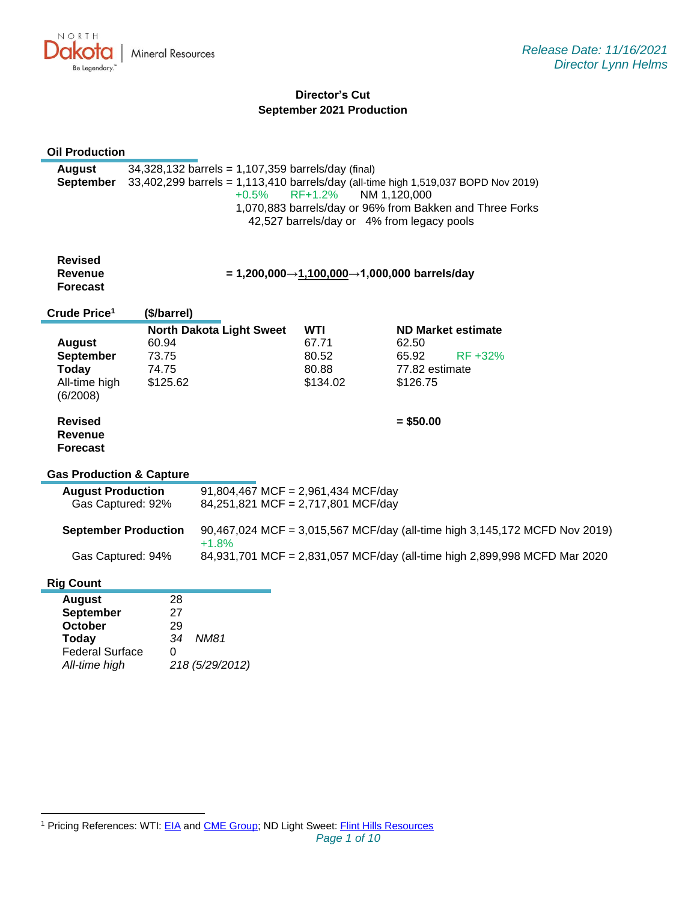*Release Date: 11/16/2021*
*Director Lynn Helms*

# Director's Cut
## September 2021 Production

### Oil Production

| | |
|---|---|
| **August** | 34,328,132 barrels = 1,107,359 barrels/day (final) |
| **September** | 33,402,299 barrels = 1,113,410 barrels/day (all-time high 1,519,037 BOPD Nov 2019) |
| | +0.5%  RF+1.2%  NM 1,120,000 |
| | 1,070,883 barrels/day or 96% from Bakken and Three Forks |
| | 42,527 barrels/day or 4% from legacy pools |

**Revised Revenue Forecast** **= 1,200,000→1,100,000→1,000,000 barrels/day**

### Crude Price[1] ($/barrel)

| | North Dakota Light Sweet | WTI | ND Market estimate |
|---|---|---|---|
| **August** | 60.94 | 67.71 | 62.50 |
| **September** | 73.75 | 80.52 | 65.92  RF +32% |
| **Today** | 74.75 | 80.88 | 77.82 estimate |
| All-time high (6/2008) | $125.62 | $134.02 | $126.75 |
| **Revised Revenue Forecast** | | | **= $50.00** |

### Gas Production & Capture

| | |
|---|---|
| **August Production** | 91,804,467 MCF = 2,961,434 MCF/day |
| Gas Captured: 92% | 84,251,821 MCF = 2,717,801 MCF/day |
| **September Production** | 90,467,024 MCF = 3,015,567 MCF/day (all-time high 3,145,172 MCFD Nov 2019) |
| | +1.8% |
| Gas Captured: 94% | 84,931,701 MCF = 2,831,057 MCF/day (all-time high 2,899,998 MCFD Mar 2020 |

### Rig Count

| | |
|---|---|
| **August** | 28 |
| **September** | 27 |
| **October** | 29 |
| **Today** | *34  NM81* |
| Federal Surface | 0 |
| *All-time high* | *218 (5/29/2012)* |

---

[1] Pricing References: WTI: EIA and CME Group; ND Light Sweet: Flint Hills Resources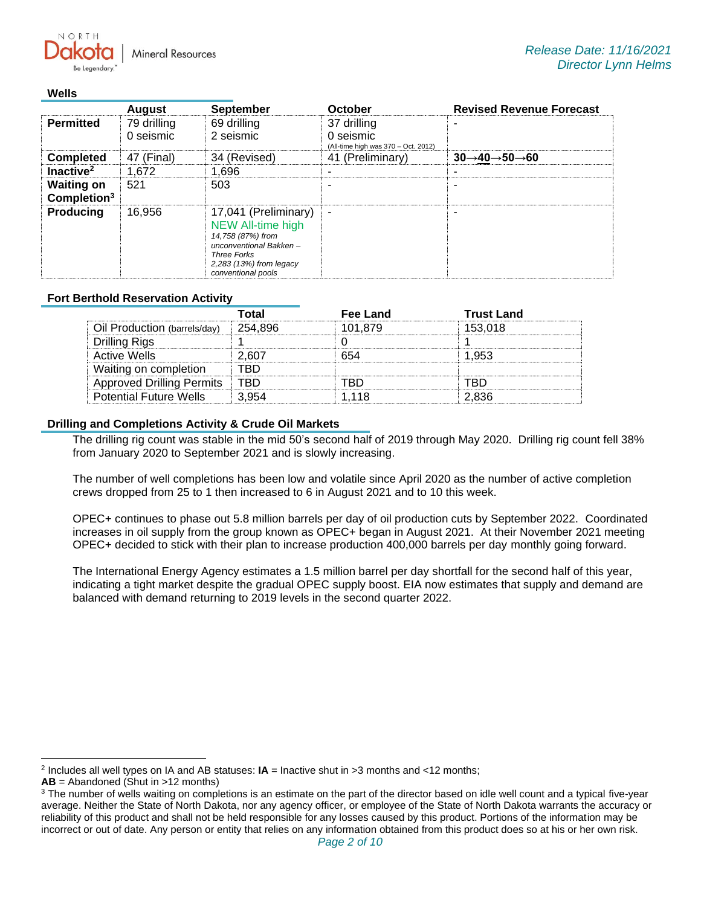Release Date: 11/16/2021
Director Lynn Helms

## Wells

| | August | September | October | Revised Revenue Forecast |
|---|---|---|---|---|
| **Permitted** | 79 drilling<br>0 seismic | 69 drilling<br>2 seismic | 37 drilling<br>0 seismic<br>(All-time high was 370 – Oct. 2012) | - |
| **Completed** | 47 (Final) | 34 (Revised) | 41 (Preliminary) | **30→40→50→60** |
| **Inactive[2]** | 1,672 | 1,696 | - | - |
| **Waiting on Completion[3]** | 521 | 503 | - | - |
| **Producing** | 16,956 | 17,041 (Preliminary)<br>NEW All-time high<br>*14,758 (87%) from unconventional Bakken – Three Forks*<br>*2,283 (13%) from legacy conventional pools* | - | - |

## Fort Berthold Reservation Activity

| | Total | Fee Land | Trust Land |
|---|---|---|---|
| Oil Production (barrels/day) | 254,896 | 101,879 | 153,018 |
| Drilling Rigs | 1 | 0 | 1 |
| Active Wells | 2,607 | 654 | 1,953 |
| Waiting on completion | TBD | | |
| Approved Drilling Permits | TBD | TBD | TBD |
| Potential Future Wells | 3,954 | 1,118 | 2,836 |

## Drilling and Completions Activity & Crude Oil Markets

The drilling rig count was stable in the mid 50's second half of 2019 through May 2020. Drilling rig count fell 38% from January 2020 to September 2021 and is slowly increasing.

The number of well completions has been low and volatile since April 2020 as the number of active completion crews dropped from 25 to 1 then increased to 6 in August 2021 and to 10 this week.

OPEC+ continues to phase out 5.8 million barrels per day of oil production cuts by September 2022. Coordinated increases in oil supply from the group known as OPEC+ began in August 2021. At their November 2021 meeting OPEC+ decided to stick with their plan to increase production 400,000 barrels per day monthly going forward.

The International Energy Agency estimates a 1.5 million barrel per day shortfall for the second half of this year, indicating a tight market despite the gradual OPEC supply boost. EIA now estimates that supply and demand are balanced with demand returning to 2019 levels in the second quarter 2022.

---

[2] Includes all well types on IA and AB statuses: **IA** = Inactive shut in >3 months and <12 months;
**AB** = Abandoned (Shut in >12 months)

[3] The number of wells waiting on completions is an estimate on the part of the director based on idle well count and a typical five-year average. Neither the State of North Dakota, nor any agency officer, or employee of the State of North Dakota warrants the accuracy or reliability of this product and shall not be held responsible for any losses caused by this product. Portions of the information may be incorrect or out of date. Any person or entity that relies on any information obtained from this product does so at his or her own risk.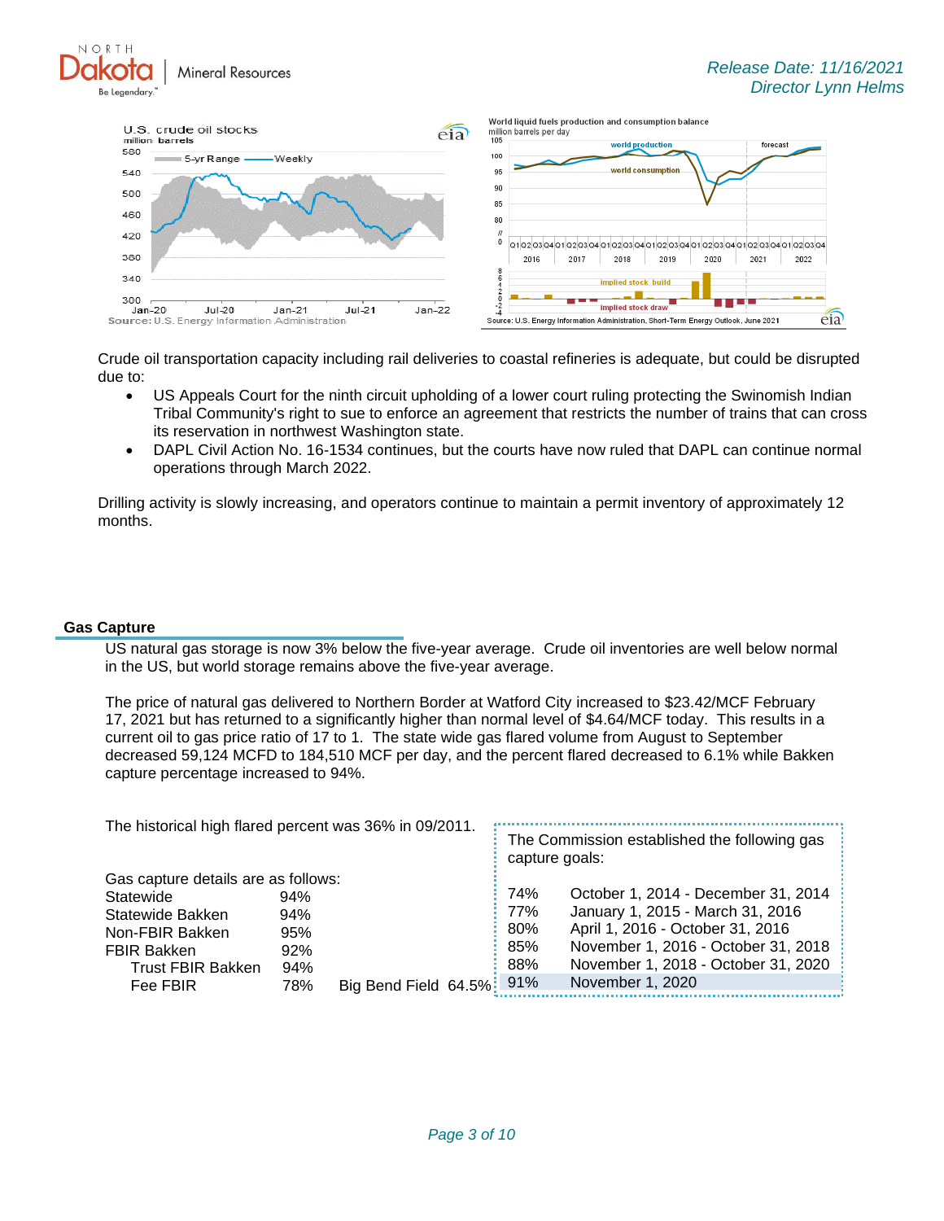Release Date: 11/16/2021
Director Lynn Helms

Crude oil transportation capacity including rail deliveries to coastal refineries is adequate, but could be disrupted due to:

- US Appeals Court for the ninth circuit upholding of a lower court ruling protecting the Swinomish Indian Tribal Community's right to sue to enforce an agreement that restricts the number of trains that can cross its reservation in northwest Washington state.
- DAPL Civil Action No. 16-1534 continues, but the courts have now ruled that DAPL can continue normal operations through March 2022.

Drilling activity is slowly increasing, and operators continue to maintain a permit inventory of approximately 12 months.

## Gas Capture

US natural gas storage is now 3% below the five-year average. Crude oil inventories are well below normal in the US, but world storage remains above the five-year average.

The price of natural gas delivered to Northern Border at Watford City increased to $23.42/MCF February 17, 2021 but has returned to a significantly higher than normal level of $4.64/MCF today. This results in a current oil to gas price ratio of 17 to 1. The state wide gas flared volume from August to September decreased 59,124 MCFD to 184,510 MCF per day, and the percent flared decreased to 6.1% while Bakken capture percentage increased to 94%.

The historical high flared percent was 36% in 09/2011.

Gas capture details are as follows:

| | |
|---|---|
| Statewide | 94% |
| Statewide Bakken | 94% |
| Non-FBIR Bakken | 95% |
| FBIR Bakken | 92% |
| Trust FBIR Bakken | 94% |
| Fee FBIR | 78% |
| Big Bend Field | 64.5% |

The Commission established the following gas capture goals:

| | |
|---|---|
| 74% | October 1, 2014 - December 31, 2014 |
| 77% | January 1, 2015 - March 31, 2016 |
| 80% | April 1, 2016 - October 31, 2016 |
| 85% | November 1, 2016 - October 31, 2018 |
| 88% | November 1, 2018 - October 31, 2020 |
| 91% | November 1, 2020 |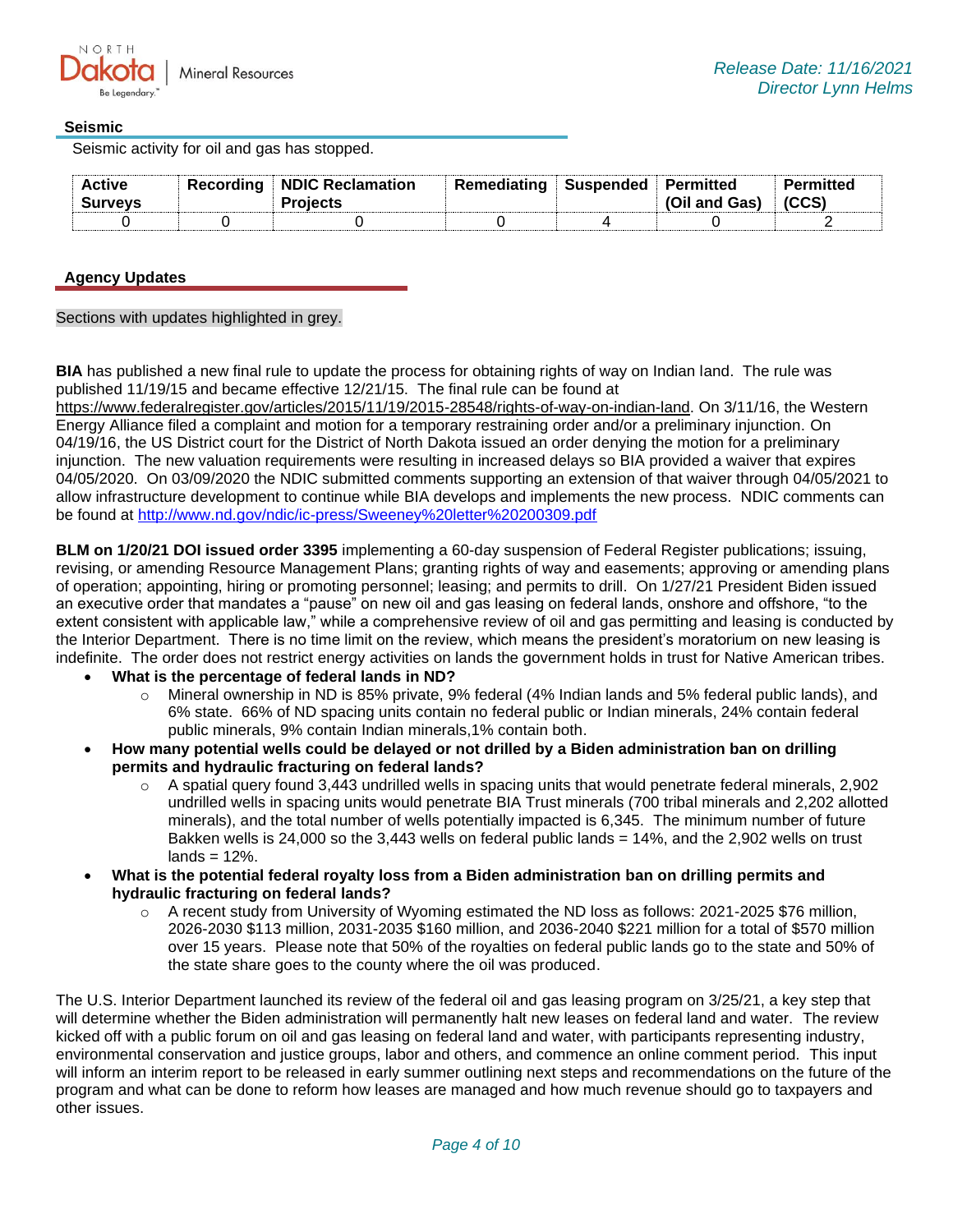## Seismic

Seismic activity for oil and gas has stopped.

| Active Surveys | Recording | NDIC Reclamation Projects | Remediating | Suspended | Permitted (Oil and Gas) | Permitted (CCS) |
|---|---|---|---|---|---|---|
| 0 | 0 | 0 | 0 | 4 | 0 | 2 |

## Agency Updates

Sections with updates highlighted in grey.

**BIA** has published a new final rule to update the process for obtaining rights of way on Indian land. The rule was published 11/19/15 and became effective 12/21/15. The final rule can be found at https://www.federalregister.gov/articles/2015/11/19/2015-28548/rights-of-way-on-indian-land. On 3/11/16, the Western Energy Alliance filed a complaint and motion for a temporary restraining order and/or a preliminary injunction. On 04/19/16, the US District court for the District of North Dakota issued an order denying the motion for a preliminary injunction. The new valuation requirements were resulting in increased delays so BIA provided a waiver that expires 04/05/2020. On 03/09/2020 the NDIC submitted comments supporting an extension of that waiver through 04/05/2021 to allow infrastructure development to continue while BIA develops and implements the new process. NDIC comments can be found at http://www.nd.gov/ndic/ic-press/Sweeney%20letter%20200309.pdf

**BLM on 1/20/21 DOI issued order 3395** implementing a 60-day suspension of Federal Register publications; issuing, revising, or amending Resource Management Plans; granting rights of way and easements; approving or amending plans of operation; appointing, hiring or promoting personnel; leasing; and permits to drill. On 1/27/21 President Biden issued an executive order that mandates a "pause" on new oil and gas leasing on federal lands, onshore and offshore, "to the extent consistent with applicable law," while a comprehensive review of oil and gas permitting and leasing is conducted by the Interior Department. There is no time limit on the review, which means the president's moratorium on new leasing is indefinite. The order does not restrict energy activities on lands the government holds in trust for Native American tribes.

- **What is the percentage of federal lands in ND?**
  - Mineral ownership in ND is 85% private, 9% federal (4% Indian lands and 5% federal public lands), and 6% state. 66% of ND spacing units contain no federal public or Indian minerals, 24% contain federal public minerals, 9% contain Indian minerals,1% contain both.
- **How many potential wells could be delayed or not drilled by a Biden administration ban on drilling permits and hydraulic fracturing on federal lands?**
  - A spatial query found 3,443 undrilled wells in spacing units that would penetrate federal minerals, 2,902 undrilled wells in spacing units would penetrate BIA Trust minerals (700 tribal minerals and 2,202 allotted minerals), and the total number of wells potentially impacted is 6,345. The minimum number of future Bakken wells is 24,000 so the 3,443 wells on federal public lands = 14%, and the 2,902 wells on trust lands = 12%.
- **What is the potential federal royalty loss from a Biden administration ban on drilling permits and hydraulic fracturing on federal lands?**
  - A recent study from University of Wyoming estimated the ND loss as follows: 2021-2025 $76 million, 2026-2030 $113 million, 2031-2035 $160 million, and 2036-2040 $221 million for a total of $570 million over 15 years. Please note that 50% of the royalties on federal public lands go to the state and 50% of the state share goes to the county where the oil was produced.

The U.S. Interior Department launched its review of the federal oil and gas leasing program on 3/25/21, a key step that will determine whether the Biden administration will permanently halt new leases on federal land and water. The review kicked off with a public forum on oil and gas leasing on federal land and water, with participants representing industry, environmental conservation and justice groups, labor and others, and commence an online comment period. This input will inform an interim report to be released in early summer outlining next steps and recommendations on the future of the program and what can be done to reform how leases are managed and how much revenue should go to taxpayers and other issues.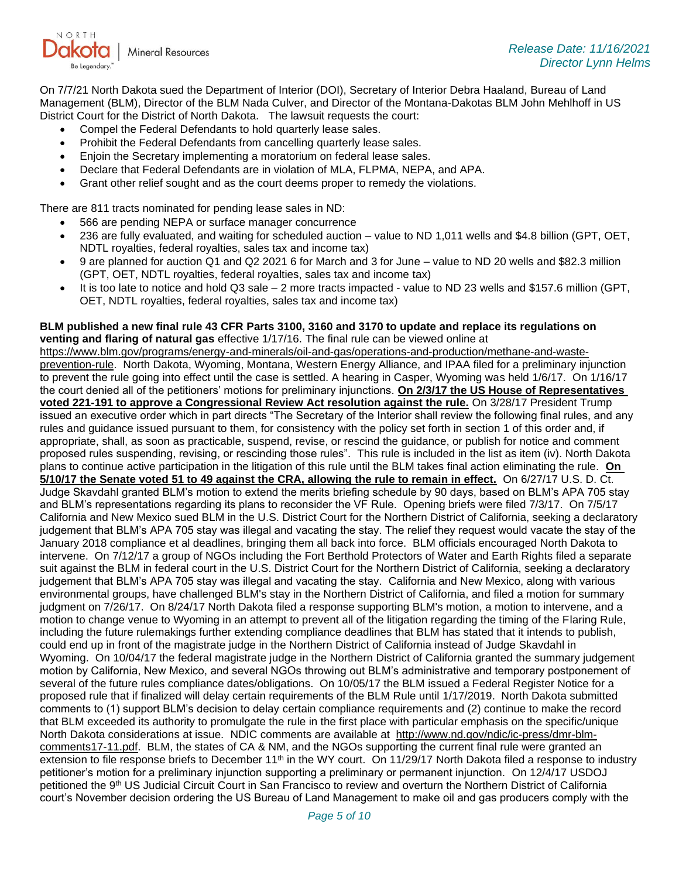On 7/7/21 North Dakota sued the Department of Interior (DOI), Secretary of Interior Debra Haaland, Bureau of Land Management (BLM), Director of the BLM Nada Culver, and Director of the Montana-Dakotas BLM John Mehlhoff in US District Court for the District of North Dakota. The lawsuit requests the court:

- Compel the Federal Defendants to hold quarterly lease sales.
- Prohibit the Federal Defendants from cancelling quarterly lease sales.
- Enjoin the Secretary implementing a moratorium on federal lease sales.
- Declare that Federal Defendants are in violation of MLA, FLPMA, NEPA, and APA.
- Grant other relief sought and as the court deems proper to remedy the violations.

There are 811 tracts nominated for pending lease sales in ND:

- 566 are pending NEPA or surface manager concurrence
- 236 are fully evaluated, and waiting for scheduled auction – value to ND 1,011 wells and $4.8 billion (GPT, OET, NDTL royalties, federal royalties, sales tax and income tax)
- 9 are planned for auction Q1 and Q2 2021 6 for March and 3 for June – value to ND 20 wells and $82.3 million (GPT, OET, NDTL royalties, federal royalties, sales tax and income tax)
- It is too late to notice and hold Q3 sale – 2 more tracts impacted - value to ND 23 wells and $157.6 million (GPT, OET, NDTL royalties, federal royalties, sales tax and income tax)

**BLM published a new final rule 43 CFR Parts 3100, 3160 and 3170 to update and replace its regulations on venting and flaring of natural gas** effective 1/17/16. The final rule can be viewed online at https://www.blm.gov/programs/energy-and-minerals/oil-and-gas/operations-and-production/methane-and-waste-prevention-rule. North Dakota, Wyoming, Montana, Western Energy Alliance, and IPAA filed for a preliminary injunction to prevent the rule going into effect until the case is settled. A hearing in Casper, Wyoming was held 1/6/17. On 1/16/17 the court denied all of the petitioners' motions for preliminary injunctions. **On 2/3/17 the US House of Representatives voted 221-191 to approve a Congressional Review Act resolution against the rule.** On 3/28/17 President Trump issued an executive order which in part directs "The Secretary of the Interior shall review the following final rules, and any rules and guidance issued pursuant to them, for consistency with the policy set forth in section 1 of this order and, if appropriate, shall, as soon as practicable, suspend, revise, or rescind the guidance, or publish for notice and comment proposed rules suspending, revising, or rescinding those rules". This rule is included in the list as item (iv). North Dakota plans to continue active participation in the litigation of this rule until the BLM takes final action eliminating the rule. **On 5/10/17 the Senate voted 51 to 49 against the CRA, allowing the rule to remain in effect.** On 6/27/17 U.S. D. Ct. Judge Skavdahl granted BLM's motion to extend the merits briefing schedule by 90 days, based on BLM's APA 705 stay and BLM's representations regarding its plans to reconsider the VF Rule. Opening briefs were filed 7/3/17. On 7/5/17 California and New Mexico sued BLM in the U.S. District Court for the Northern District of California, seeking a declaratory judgement that BLM's APA 705 stay was illegal and vacating the stay. The relief they request would vacate the stay of the January 2018 compliance et al deadlines, bringing them all back into force. BLM officials encouraged North Dakota to intervene. On 7/12/17 a group of NGOs including the Fort Berthold Protectors of Water and Earth Rights filed a separate suit against the BLM in federal court in the U.S. District Court for the Northern District of California, seeking a declaratory judgement that BLM's APA 705 stay was illegal and vacating the stay. California and New Mexico, along with various environmental groups, have challenged BLM's stay in the Northern District of California, and filed a motion for summary judgment on 7/26/17. On 8/24/17 North Dakota filed a response supporting BLM's motion, a motion to intervene, and a motion to change venue to Wyoming in an attempt to prevent all of the litigation regarding the timing of the Flaring Rule, including the future rulemakings further extending compliance deadlines that BLM has stated that it intends to publish, could end up in front of the magistrate judge in the Northern District of California instead of Judge Skavdahl in Wyoming. On 10/04/17 the federal magistrate judge in the Northern District of California granted the summary judgement motion by California, New Mexico, and several NGOs throwing out BLM's administrative and temporary postponement of several of the future rules compliance dates/obligations. On 10/05/17 the BLM issued a Federal Register Notice for a proposed rule that if finalized will delay certain requirements of the BLM Rule until 1/17/2019. North Dakota submitted comments to (1) support BLM's decision to delay certain compliance requirements and (2) continue to make the record that BLM exceeded its authority to promulgate the rule in the first place with particular emphasis on the specific/unique North Dakota considerations at issue. NDIC comments are available at http://www.nd.gov/ndic/ic-press/dmr-blm-comments17-11.pdf. BLM, the states of CA & NM, and the NGOs supporting the current final rule were granted an extension to file response briefs to December 11th in the WY court. On 11/29/17 North Dakota filed a response to industry petitioner's motion for a preliminary injunction supporting a preliminary or permanent injunction. On 12/4/17 USDOJ petitioned the 9th US Judicial Circuit Court in San Francisco to review and overturn the Northern District of California court's November decision ordering the US Bureau of Land Management to make oil and gas producers comply with the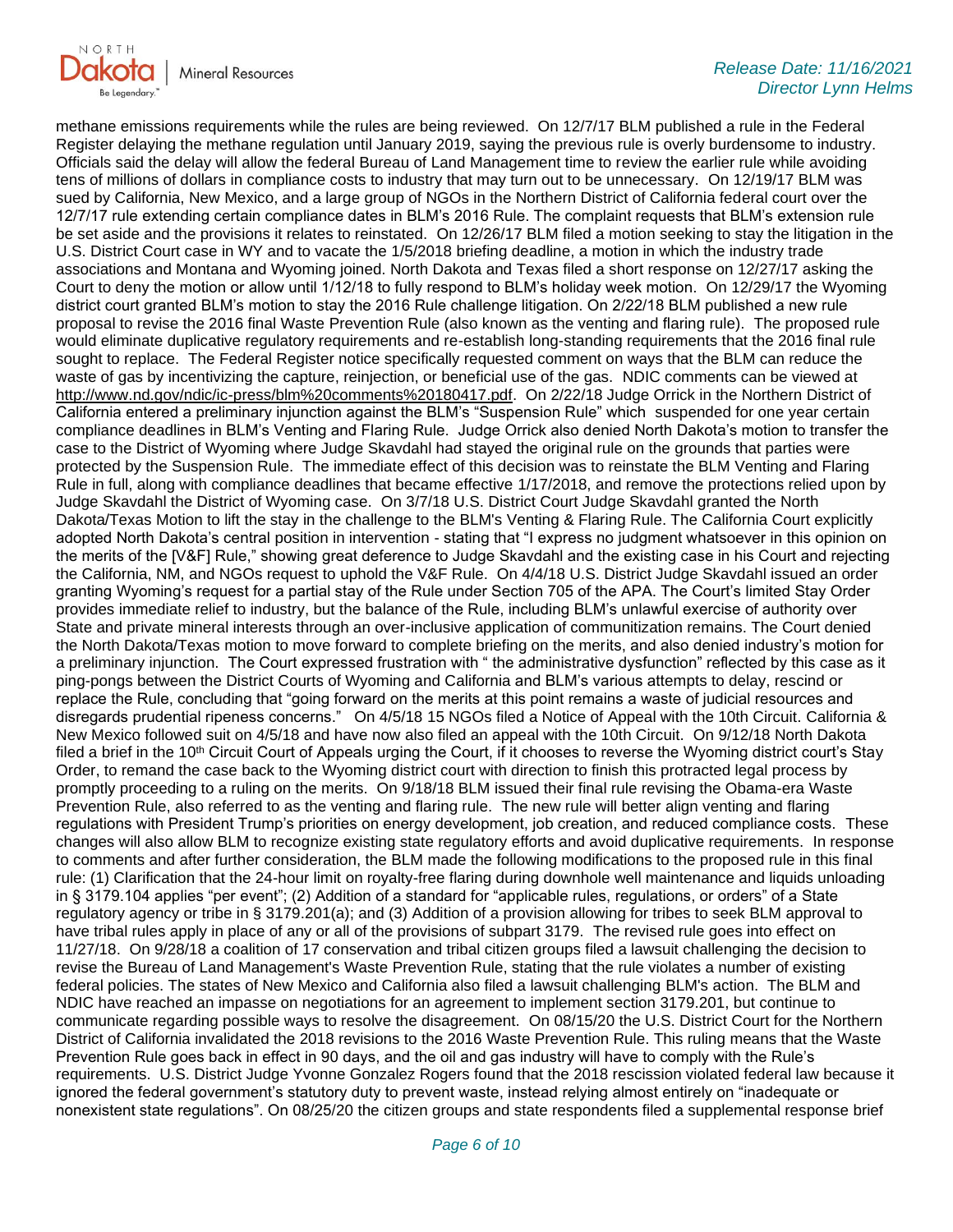methane emissions requirements while the rules are being reviewed. On 12/7/17 BLM published a rule in the Federal Register delaying the methane regulation until January 2019, saying the previous rule is overly burdensome to industry. Officials said the delay will allow the federal Bureau of Land Management time to review the earlier rule while avoiding tens of millions of dollars in compliance costs to industry that may turn out to be unnecessary. On 12/19/17 BLM was sued by California, New Mexico, and a large group of NGOs in the Northern District of California federal court over the 12/7/17 rule extending certain compliance dates in BLM's 2016 Rule. The complaint requests that BLM's extension rule be set aside and the provisions it relates to reinstated. On 12/26/17 BLM filed a motion seeking to stay the litigation in the U.S. District Court case in WY and to vacate the 1/5/2018 briefing deadline, a motion in which the industry trade associations and Montana and Wyoming joined. North Dakota and Texas filed a short response on 12/27/17 asking the Court to deny the motion or allow until 1/12/18 to fully respond to BLM's holiday week motion. On 12/29/17 the Wyoming district court granted BLM's motion to stay the 2016 Rule challenge litigation. On 2/22/18 BLM published a new rule proposal to revise the 2016 final Waste Prevention Rule (also known as the venting and flaring rule). The proposed rule would eliminate duplicative regulatory requirements and re-establish long-standing requirements that the 2016 final rule sought to replace. The Federal Register notice specifically requested comment on ways that the BLM can reduce the waste of gas by incentivizing the capture, reinjection, or beneficial use of the gas. NDIC comments can be viewed at http://www.nd.gov/ndic/ic-press/blm%20comments%20180417.pdf. On 2/22/18 Judge Orrick in the Northern District of California entered a preliminary injunction against the BLM's "Suspension Rule" which suspended for one year certain compliance deadlines in BLM's Venting and Flaring Rule. Judge Orrick also denied North Dakota's motion to transfer the case to the District of Wyoming where Judge Skavdahl had stayed the original rule on the grounds that parties were protected by the Suspension Rule. The immediate effect of this decision was to reinstate the BLM Venting and Flaring Rule in full, along with compliance deadlines that became effective 1/17/2018, and remove the protections relied upon by Judge Skavdahl the District of Wyoming case. On 3/7/18 U.S. District Court Judge Skavdahl granted the North Dakota/Texas Motion to lift the stay in the challenge to the BLM's Venting & Flaring Rule. The California Court explicitly adopted North Dakota's central position in intervention - stating that "I express no judgment whatsoever in this opinion on the merits of the [V&F] Rule," showing great deference to Judge Skavdahl and the existing case in his Court and rejecting the California, NM, and NGOs request to uphold the V&F Rule. On 4/4/18 U.S. District Judge Skavdahl issued an order granting Wyoming's request for a partial stay of the Rule under Section 705 of the APA. The Court's limited Stay Order provides immediate relief to industry, but the balance of the Rule, including BLM's unlawful exercise of authority over State and private mineral interests through an over-inclusive application of communitization remains. The Court denied the North Dakota/Texas motion to move forward to complete briefing on the merits, and also denied industry's motion for a preliminary injunction. The Court expressed frustration with " the administrative dysfunction" reflected by this case as it ping-pongs between the District Courts of Wyoming and California and BLM's various attempts to delay, rescind or replace the Rule, concluding that "going forward on the merits at this point remains a waste of judicial resources and disregards prudential ripeness concerns." On 4/5/18 15 NGOs filed a Notice of Appeal with the 10th Circuit. California & New Mexico followed suit on 4/5/18 and have now also filed an appeal with the 10th Circuit. On 9/12/18 North Dakota filed a brief in the 10th Circuit Court of Appeals urging the Court, if it chooses to reverse the Wyoming district court's Stay Order, to remand the case back to the Wyoming district court with direction to finish this protracted legal process by promptly proceeding to a ruling on the merits. On 9/18/18 BLM issued their final rule revising the Obama-era Waste Prevention Rule, also referred to as the venting and flaring rule. The new rule will better align venting and flaring regulations with President Trump's priorities on energy development, job creation, and reduced compliance costs. These changes will also allow BLM to recognize existing state regulatory efforts and avoid duplicative requirements. In response to comments and after further consideration, the BLM made the following modifications to the proposed rule in this final rule: (1) Clarification that the 24-hour limit on royalty-free flaring during downhole well maintenance and liquids unloading in § 3179.104 applies "per event"; (2) Addition of a standard for "applicable rules, regulations, or orders" of a State regulatory agency or tribe in § 3179.201(a); and (3) Addition of a provision allowing for tribes to seek BLM approval to have tribal rules apply in place of any or all of the provisions of subpart 3179. The revised rule goes into effect on 11/27/18. On 9/28/18 a coalition of 17 conservation and tribal citizen groups filed a lawsuit challenging the decision to revise the Bureau of Land Management's Waste Prevention Rule, stating that the rule violates a number of existing federal policies. The states of New Mexico and California also filed a lawsuit challenging BLM's action. The BLM and NDIC have reached an impasse on negotiations for an agreement to implement section 3179.201, but continue to communicate regarding possible ways to resolve the disagreement. On 08/15/20 the U.S. District Court for the Northern District of California invalidated the 2018 revisions to the 2016 Waste Prevention Rule. This ruling means that the Waste Prevention Rule goes back in effect in 90 days, and the oil and gas industry will have to comply with the Rule's requirements. U.S. District Judge Yvonne Gonzalez Rogers found that the 2018 rescission violated federal law because it ignored the federal government's statutory duty to prevent waste, instead relying almost entirely on "inadequate or nonexistent state regulations". On 08/25/20 the citizen groups and state respondents filed a supplemental response brief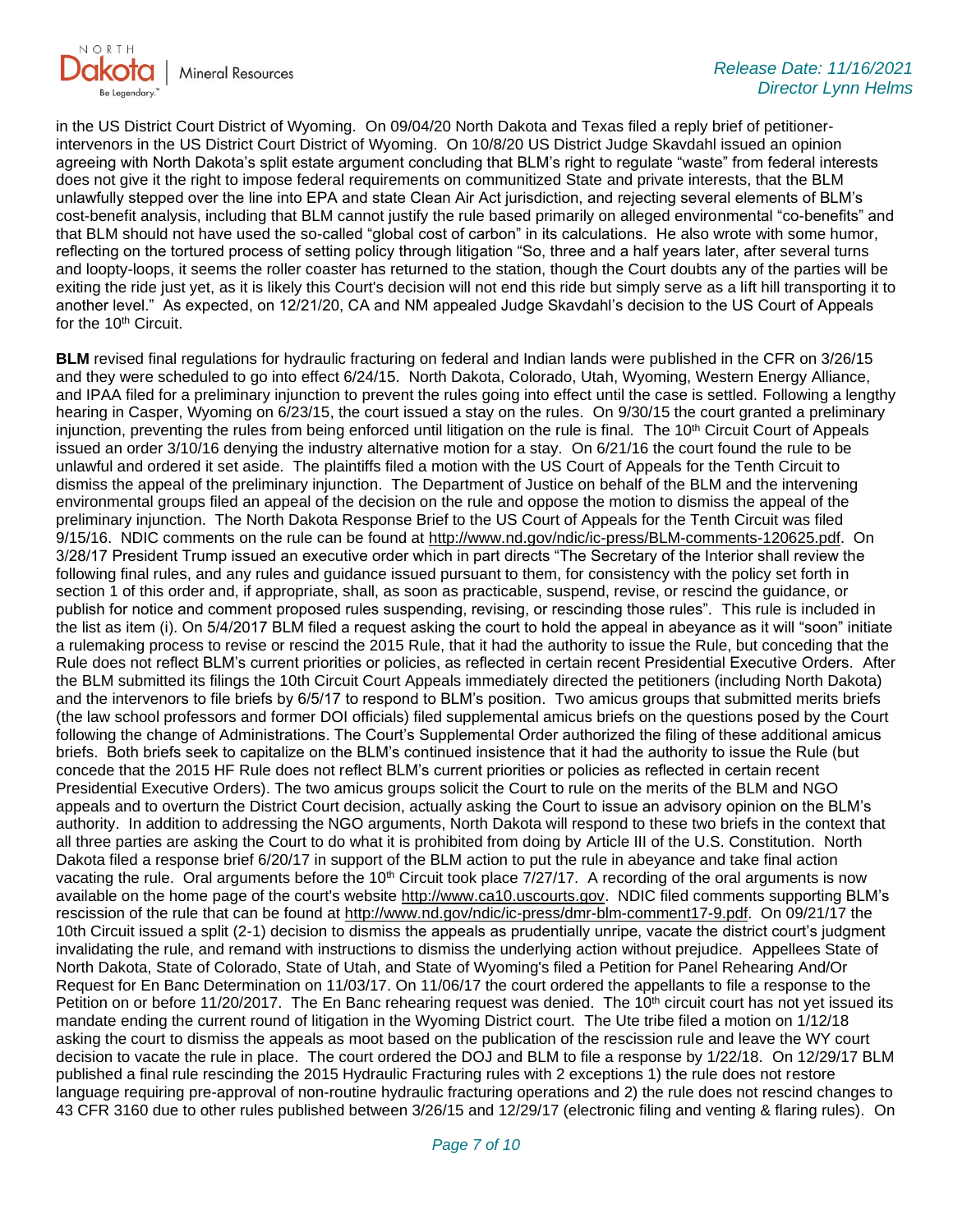in the US District Court District of Wyoming. On 09/04/20 North Dakota and Texas filed a reply brief of petitioner-intervenors in the US District Court District of Wyoming. On 10/8/20 US District Judge Skavdahl issued an opinion agreeing with North Dakota's split estate argument concluding that BLM's right to regulate "waste" from federal interests does not give it the right to impose federal requirements on communitized State and private interests, that the BLM unlawfully stepped over the line into EPA and state Clean Air Act jurisdiction, and rejecting several elements of BLM's cost-benefit analysis, including that BLM cannot justify the rule based primarily on alleged environmental "co-benefits" and that BLM should not have used the so-called "global cost of carbon" in its calculations. He also wrote with some humor, reflecting on the tortured process of setting policy through litigation "So, three and a half years later, after several turns and loopty-loops, it seems the roller coaster has returned to the station, though the Court doubts any of the parties will be exiting the ride just yet, as it is likely this Court's decision will not end this ride but simply serve as a lift hill transporting it to another level." As expected, on 12/21/20, CA and NM appealed Judge Skavdahl's decision to the US Court of Appeals for the 10th Circuit.

**BLM** revised final regulations for hydraulic fracturing on federal and Indian lands were published in the CFR on 3/26/15 and they were scheduled to go into effect 6/24/15. North Dakota, Colorado, Utah, Wyoming, Western Energy Alliance, and IPAA filed for a preliminary injunction to prevent the rules going into effect until the case is settled. Following a lengthy hearing in Casper, Wyoming on 6/23/15, the court issued a stay on the rules. On 9/30/15 the court granted a preliminary injunction, preventing the rules from being enforced until litigation on the rule is final. The 10th Circuit Court of Appeals issued an order 3/10/16 denying the industry alternative motion for a stay. On 6/21/16 the court found the rule to be unlawful and ordered it set aside. The plaintiffs filed a motion with the US Court of Appeals for the Tenth Circuit to dismiss the appeal of the preliminary injunction. The Department of Justice on behalf of the BLM and the intervening environmental groups filed an appeal of the decision on the rule and oppose the motion to dismiss the appeal of the preliminary injunction. The North Dakota Response Brief to the US Court of Appeals for the Tenth Circuit was filed 9/15/16. NDIC comments on the rule can be found at http://www.nd.gov/ndic/ic-press/BLM-comments-120625.pdf. On 3/28/17 President Trump issued an executive order which in part directs "The Secretary of the Interior shall review the following final rules, and any rules and guidance issued pursuant to them, for consistency with the policy set forth in section 1 of this order and, if appropriate, shall, as soon as practicable, suspend, revise, or rescind the guidance, or publish for notice and comment proposed rules suspending, revising, or rescinding those rules". This rule is included in the list as item (i). On 5/4/2017 BLM filed a request asking the court to hold the appeal in abeyance as it will "soon" initiate a rulemaking process to revise or rescind the 2015 Rule, that it had the authority to issue the Rule, but conceding that the Rule does not reflect BLM's current priorities or policies, as reflected in certain recent Presidential Executive Orders. After the BLM submitted its filings the 10th Circuit Court Appeals immediately directed the petitioners (including North Dakota) and the intervenors to file briefs by 6/5/17 to respond to BLM's position. Two amicus groups that submitted merits briefs (the law school professors and former DOI officials) filed supplemental amicus briefs on the questions posed by the Court following the change of Administrations. The Court's Supplemental Order authorized the filing of these additional amicus briefs. Both briefs seek to capitalize on the BLM's continued insistence that it had the authority to issue the Rule (but concede that the 2015 HF Rule does not reflect BLM's current priorities or policies as reflected in certain recent Presidential Executive Orders). The two amicus groups solicit the Court to rule on the merits of the BLM and NGO appeals and to overturn the District Court decision, actually asking the Court to issue an advisory opinion on the BLM's authority. In addition to addressing the NGO arguments, North Dakota will respond to these two briefs in the context that all three parties are asking the Court to do what it is prohibited from doing by Article III of the U.S. Constitution. North Dakota filed a response brief 6/20/17 in support of the BLM action to put the rule in abeyance and take final action vacating the rule. Oral arguments before the 10th Circuit took place 7/27/17. A recording of the oral arguments is now available on the home page of the court's website http://www.ca10.uscourts.gov. NDIC filed comments supporting BLM's rescission of the rule that can be found at http://www.nd.gov/ndic/ic-press/dmr-blm-comment17-9.pdf. On 09/21/17 the 10th Circuit issued a split (2-1) decision to dismiss the appeals as prudentially unripe, vacate the district court's judgment invalidating the rule, and remand with instructions to dismiss the underlying action without prejudice. Appellees State of North Dakota, State of Colorado, State of Utah, and State of Wyoming's filed a Petition for Panel Rehearing And/Or Request for En Banc Determination on 11/03/17. On 11/06/17 the court ordered the appellants to file a response to the Petition on or before 11/20/2017. The En Banc rehearing request was denied. The 10th circuit court has not yet issued its mandate ending the current round of litigation in the Wyoming District court. The Ute tribe filed a motion on 1/12/18 asking the court to dismiss the appeals as moot based on the publication of the rescission rule and leave the WY court decision to vacate the rule in place. The court ordered the DOJ and BLM to file a response by 1/22/18. On 12/29/17 BLM published a final rule rescinding the 2015 Hydraulic Fracturing rules with 2 exceptions 1) the rule does not restore language requiring pre-approval of non-routine hydraulic fracturing operations and 2) the rule does not rescind changes to 43 CFR 3160 due to other rules published between 3/26/15 and 12/29/17 (electronic filing and venting & flaring rules). On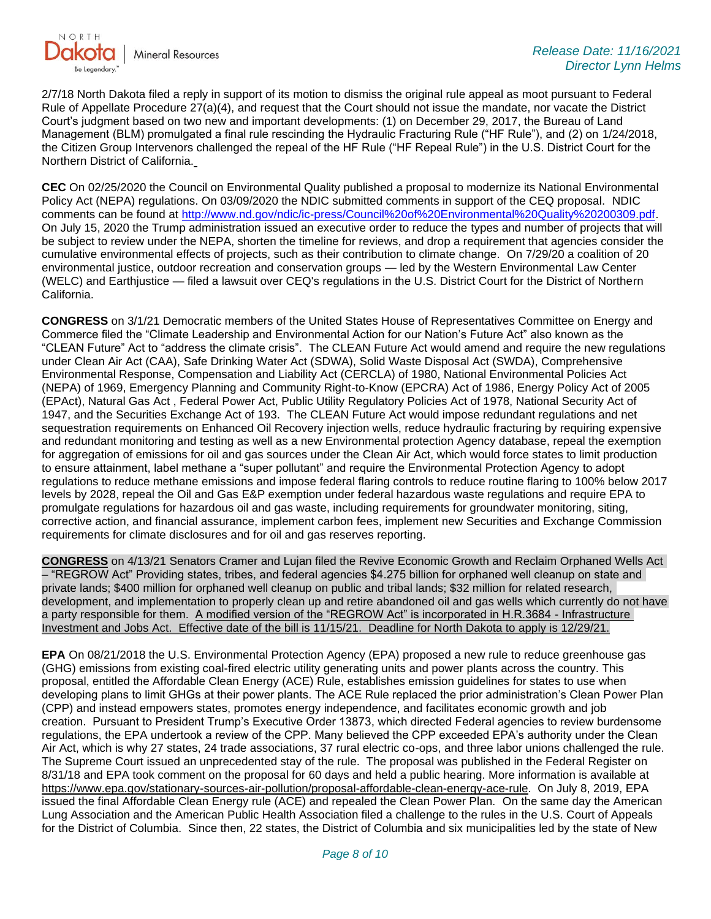2/7/18 North Dakota filed a reply in support of its motion to dismiss the original rule appeal as moot pursuant to Federal Rule of Appellate Procedure 27(a)(4), and request that the Court should not issue the mandate, nor vacate the District Court's judgment based on two new and important developments: (1) on December 29, 2017, the Bureau of Land Management (BLM) promulgated a final rule rescinding the Hydraulic Fracturing Rule ("HF Rule"), and (2) on 1/24/2018, the Citizen Group Intervenors challenged the repeal of the HF Rule ("HF Repeal Rule") in the U.S. District Court for the Northern District of California.

**CEC** On 02/25/2020 the Council on Environmental Quality published a proposal to modernize its National Environmental Policy Act (NEPA) regulations. On 03/09/2020 the NDIC submitted comments in support of the CEQ proposal. NDIC comments can be found at http://www.nd.gov/ndic/ic-press/Council%20of%20Environmental%20Quality%20200309.pdf. On July 15, 2020 the Trump administration issued an executive order to reduce the types and number of projects that will be subject to review under the NEPA, shorten the timeline for reviews, and drop a requirement that agencies consider the cumulative environmental effects of projects, such as their contribution to climate change. On 7/29/20 a coalition of 20 environmental justice, outdoor recreation and conservation groups — led by the Western Environmental Law Center (WELC) and Earthjustice — filed a lawsuit over CEQ's regulations in the U.S. District Court for the District of Northern California.

**CONGRESS** on 3/1/21 Democratic members of the United States House of Representatives Committee on Energy and Commerce filed the "Climate Leadership and Environmental Action for our Nation's Future Act" also known as the "CLEAN Future" Act to "address the climate crisis". The CLEAN Future Act would amend and require the new regulations under Clean Air Act (CAA), Safe Drinking Water Act (SDWA), Solid Waste Disposal Act (SWDA), Comprehensive Environmental Response, Compensation and Liability Act (CERCLA) of 1980, National Environmental Policies Act (NEPA) of 1969, Emergency Planning and Community Right-to-Know (EPCRA) Act of 1986, Energy Policy Act of 2005 (EPAct), Natural Gas Act , Federal Power Act, Public Utility Regulatory Policies Act of 1978, National Security Act of 1947, and the Securities Exchange Act of 193. The CLEAN Future Act would impose redundant regulations and net sequestration requirements on Enhanced Oil Recovery injection wells, reduce hydraulic fracturing by requiring expensive and redundant monitoring and testing as well as a new Environmental protection Agency database, repeal the exemption for aggregation of emissions for oil and gas sources under the Clean Air Act, which would force states to limit production to ensure attainment, label methane a "super pollutant" and require the Environmental Protection Agency to adopt regulations to reduce methane emissions and impose federal flaring controls to reduce routine flaring to 100% below 2017 levels by 2028, repeal the Oil and Gas E&P exemption under federal hazardous waste regulations and require EPA to promulgate regulations for hazardous oil and gas waste, including requirements for groundwater monitoring, siting, corrective action, and financial assurance, implement carbon fees, implement new Securities and Exchange Commission requirements for climate disclosures and for oil and gas reserves reporting.

**CONGRESS** on 4/13/21 Senators Cramer and Lujan filed the Revive Economic Growth and Reclaim Orphaned Wells Act – "REGROW Act" Providing states, tribes, and federal agencies $4.275 billion for orphaned well cleanup on state and private lands; $400 million for orphaned well cleanup on public and tribal lands; $32 million for related research, development, and implementation to properly clean up and retire abandoned oil and gas wells which currently do not have a party responsible for them. A modified version of the "REGROW Act" is incorporated in H.R.3684 - Infrastructure Investment and Jobs Act. Effective date of the bill is 11/15/21. Deadline for North Dakota to apply is 12/29/21.

**EPA** On 08/21/2018 the U.S. Environmental Protection Agency (EPA) proposed a new rule to reduce greenhouse gas (GHG) emissions from existing coal-fired electric utility generating units and power plants across the country. This proposal, entitled the Affordable Clean Energy (ACE) Rule, establishes emission guidelines for states to use when developing plans to limit GHGs at their power plants. The ACE Rule replaced the prior administration's Clean Power Plan (CPP) and instead empowers states, promotes energy independence, and facilitates economic growth and job creation. Pursuant to President Trump's Executive Order 13873, which directed Federal agencies to review burdensome regulations, the EPA undertook a review of the CPP. Many believed the CPP exceeded EPA's authority under the Clean Air Act, which is why 27 states, 24 trade associations, 37 rural electric co-ops, and three labor unions challenged the rule. The Supreme Court issued an unprecedented stay of the rule. The proposal was published in the Federal Register on 8/31/18 and EPA took comment on the proposal for 60 days and held a public hearing. More information is available at https://www.epa.gov/stationary-sources-air-pollution/proposal-affordable-clean-energy-ace-rule. On July 8, 2019, EPA issued the final Affordable Clean Energy rule (ACE) and repealed the Clean Power Plan. On the same day the American Lung Association and the American Public Health Association filed a challenge to the rules in the U.S. Court of Appeals for the District of Columbia. Since then, 22 states, the District of Columbia and six municipalities led by the state of New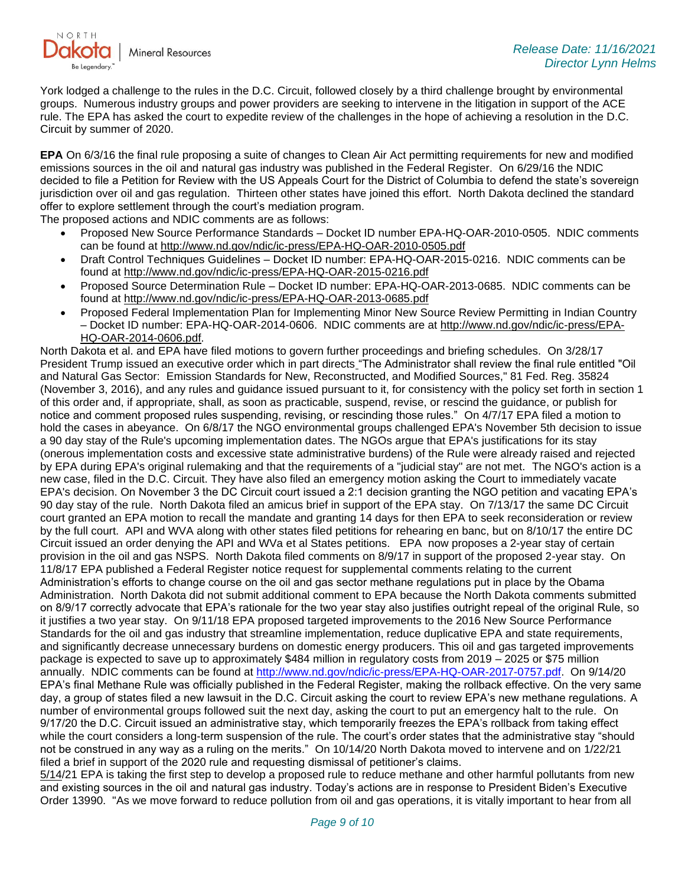York lodged a challenge to the rules in the D.C. Circuit, followed closely by a third challenge brought by environmental groups. Numerous industry groups and power providers are seeking to intervene in the litigation in support of the ACE rule. The EPA has asked the court to expedite review of the challenges in the hope of achieving a resolution in the D.C. Circuit by summer of 2020.

**EPA** On 6/3/16 the final rule proposing a suite of changes to Clean Air Act permitting requirements for new and modified emissions sources in the oil and natural gas industry was published in the Federal Register. On 6/29/16 the NDIC decided to file a Petition for Review with the US Appeals Court for the District of Columbia to defend the state's sovereign jurisdiction over oil and gas regulation. Thirteen other states have joined this effort. North Dakota declined the standard offer to explore settlement through the court's mediation program.

The proposed actions and NDIC comments are as follows:

- Proposed New Source Performance Standards – Docket ID number EPA-HQ-OAR-2010-0505. NDIC comments can be found at http://www.nd.gov/ndic/ic-press/EPA-HQ-OAR-2010-0505.pdf
- Draft Control Techniques Guidelines – Docket ID number: EPA-HQ-OAR-2015-0216. NDIC comments can be found at http://www.nd.gov/ndic/ic-press/EPA-HQ-OAR-2015-0216.pdf
- Proposed Source Determination Rule – Docket ID number: EPA-HQ-OAR-2013-0685. NDIC comments can be found at http://www.nd.gov/ndic/ic-press/EPA-HQ-OAR-2013-0685.pdf
- Proposed Federal Implementation Plan for Implementing Minor New Source Review Permitting in Indian Country – Docket ID number: EPA-HQ-OAR-2014-0606. NDIC comments are at http://www.nd.gov/ndic/ic-press/EPA-HQ-OAR-2014-0606.pdf.

North Dakota et al. and EPA have filed motions to govern further proceedings and briefing schedules. On 3/28/17 President Trump issued an executive order which in part directs "The Administrator shall review the final rule entitled "Oil and Natural Gas Sector: Emission Standards for New, Reconstructed, and Modified Sources," 81 Fed. Reg. 35824 (November 3, 2016), and any rules and guidance issued pursuant to it, for consistency with the policy set forth in section 1 of this order and, if appropriate, shall, as soon as practicable, suspend, revise, or rescind the guidance, or publish for notice and comment proposed rules suspending, revising, or rescinding those rules." On 4/7/17 EPA filed a motion to hold the cases in abeyance. On 6/8/17 the NGO environmental groups challenged EPA's November 5th decision to issue a 90 day stay of the Rule's upcoming implementation dates. The NGOs argue that EPA's justifications for its stay (onerous implementation costs and excessive state administrative burdens) of the Rule were already raised and rejected by EPA during EPA's original rulemaking and that the requirements of a "judicial stay" are not met. The NGO's action is a new case, filed in the D.C. Circuit. They have also filed an emergency motion asking the Court to immediately vacate EPA's decision. On November 3 the DC Circuit court issued a 2:1 decision granting the NGO petition and vacating EPA's 90 day stay of the rule. North Dakota filed an amicus brief in support of the EPA stay. On 7/13/17 the same DC Circuit court granted an EPA motion to recall the mandate and granting 14 days for then EPA to seek reconsideration or review by the full court. API and WVA along with other states filed petitions for rehearing en banc, but on 8/10/17 the entire DC Circuit issued an order denying the API and WVa et al States petitions. EPA now proposes a 2-year stay of certain provision in the oil and gas NSPS. North Dakota filed comments on 8/9/17 in support of the proposed 2-year stay. On 11/8/17 EPA published a Federal Register notice request for supplemental comments relating to the current Administration's efforts to change course on the oil and gas sector methane regulations put in place by the Obama Administration. North Dakota did not submit additional comment to EPA because the North Dakota comments submitted on 8/9/17 correctly advocate that EPA's rationale for the two year stay also justifies outright repeal of the original Rule, so it justifies a two year stay. On 9/11/18 EPA proposed targeted improvements to the 2016 New Source Performance Standards for the oil and gas industry that streamline implementation, reduce duplicative EPA and state requirements, and significantly decrease unnecessary burdens on domestic energy producers. This oil and gas targeted improvements package is expected to save up to approximately $484 million in regulatory costs from 2019 – 2025 or $75 million annually. NDIC comments can be found at http://www.nd.gov/ndic/ic-press/EPA-HQ-OAR-2017-0757.pdf. On 9/14/20 EPA's final Methane Rule was officially published in the Federal Register, making the rollback effective. On the very same day, a group of states filed a new lawsuit in the D.C. Circuit asking the court to review EPA's new methane regulations. A number of environmental groups followed suit the next day, asking the court to put an emergency halt to the rule. On 9/17/20 the D.C. Circuit issued an administrative stay, which temporarily freezes the EPA's rollback from taking effect while the court considers a long-term suspension of the rule. The court's order states that the administrative stay "should not be construed in any way as a ruling on the merits." On 10/14/20 North Dakota moved to intervene and on 1/22/21 filed a brief in support of the 2020 rule and requesting dismissal of petitioner's claims.

5/14/21 EPA is taking the first step to develop a proposed rule to reduce methane and other harmful pollutants from new and existing sources in the oil and natural gas industry. Today's actions are in response to President Biden's Executive Order 13990. "As we move forward to reduce pollution from oil and gas operations, it is vitally important to hear from all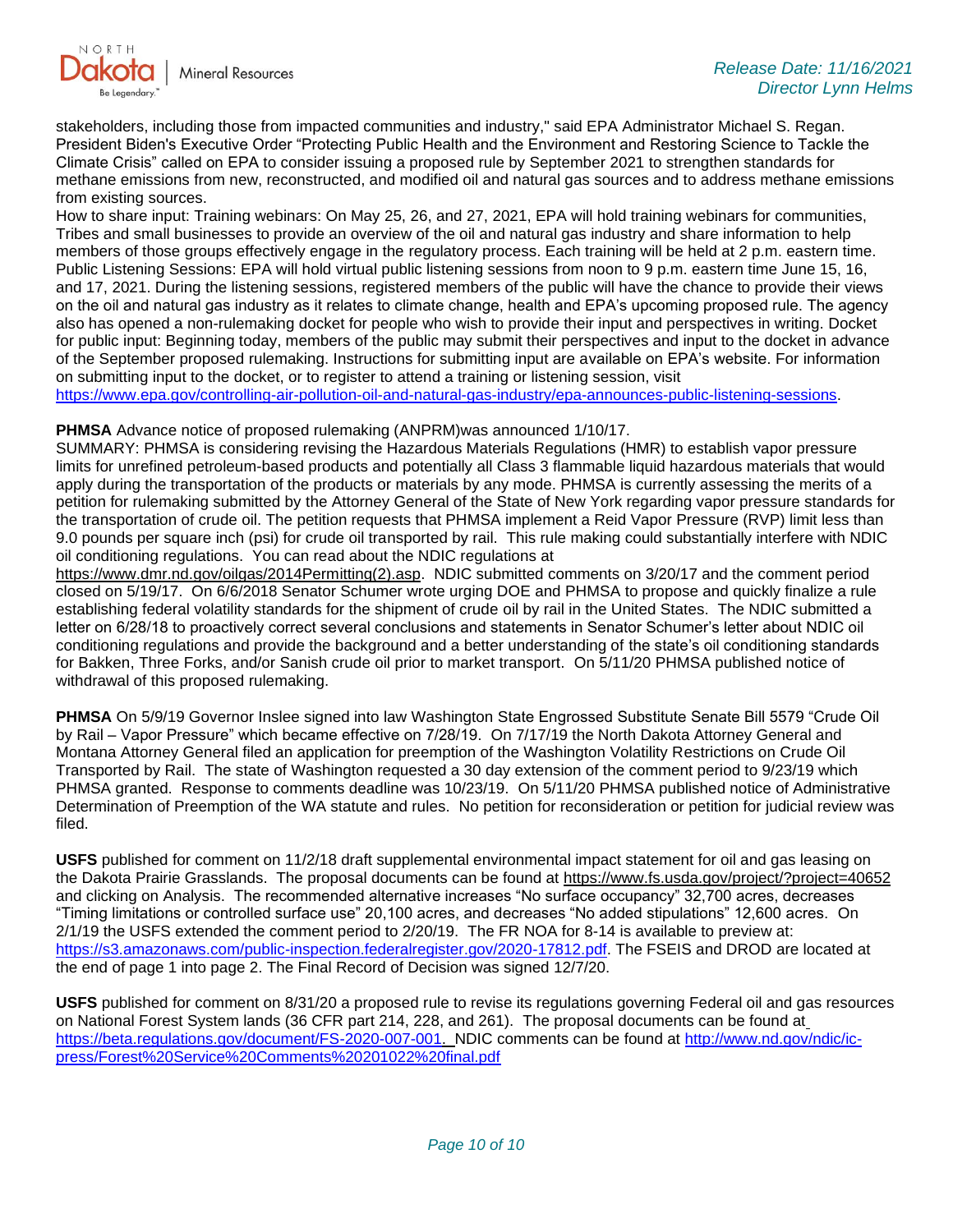stakeholders, including those from impacted communities and industry," said EPA Administrator Michael S. Regan. President Biden's Executive Order "Protecting Public Health and the Environment and Restoring Science to Tackle the Climate Crisis" called on EPA to consider issuing a proposed rule by September 2021 to strengthen standards for methane emissions from new, reconstructed, and modified oil and natural gas sources and to address methane emissions from existing sources.
How to share input: Training webinars: On May 25, 26, and 27, 2021, EPA will hold training webinars for communities, Tribes and small businesses to provide an overview of the oil and natural gas industry and share information to help members of those groups effectively engage in the regulatory process. Each training will be held at 2 p.m. eastern time. Public Listening Sessions: EPA will hold virtual public listening sessions from noon to 9 p.m. eastern time June 15, 16, and 17, 2021. During the listening sessions, registered members of the public will have the chance to provide their views on the oil and natural gas industry as it relates to climate change, health and EPA's upcoming proposed rule. The agency also has opened a non-rulemaking docket for people who wish to provide their input and perspectives in writing. Docket for public input: Beginning today, members of the public may submit their perspectives and input to the docket in advance of the September proposed rulemaking. Instructions for submitting input are available on EPA's website. For information on submitting input to the docket, or to register to attend a training or listening session, visit https://www.epa.gov/controlling-air-pollution-oil-and-natural-gas-industry/epa-announces-public-listening-sessions.

**PHMSA** Advance notice of proposed rulemaking (ANPRM)was announced 1/10/17.
SUMMARY: PHMSA is considering revising the Hazardous Materials Regulations (HMR) to establish vapor pressure limits for unrefined petroleum-based products and potentially all Class 3 flammable liquid hazardous materials that would apply during the transportation of the products or materials by any mode. PHMSA is currently assessing the merits of a petition for rulemaking submitted by the Attorney General of the State of New York regarding vapor pressure standards for the transportation of crude oil. The petition requests that PHMSA implement a Reid Vapor Pressure (RVP) limit less than 9.0 pounds per square inch (psi) for crude oil transported by rail. This rule making could substantially interfere with NDIC oil conditioning regulations. You can read about the NDIC regulations at https://www.dmr.nd.gov/oilgas/2014Permitting(2).asp. NDIC submitted comments on 3/20/17 and the comment period closed on 5/19/17. On 6/6/2018 Senator Schumer wrote urging DOE and PHMSA to propose and quickly finalize a rule establishing federal volatility standards for the shipment of crude oil by rail in the United States. The NDIC submitted a letter on 6/28/18 to proactively correct several conclusions and statements in Senator Schumer's letter about NDIC oil conditioning regulations and provide the background and a better understanding of the state's oil conditioning standards for Bakken, Three Forks, and/or Sanish crude oil prior to market transport. On 5/11/20 PHMSA published notice of withdrawal of this proposed rulemaking.

**PHMSA** On 5/9/19 Governor Inslee signed into law Washington State Engrossed Substitute Senate Bill 5579 "Crude Oil by Rail – Vapor Pressure" which became effective on 7/28/19. On 7/17/19 the North Dakota Attorney General and Montana Attorney General filed an application for preemption of the Washington Volatility Restrictions on Crude Oil Transported by Rail. The state of Washington requested a 30 day extension of the comment period to 9/23/19 which PHMSA granted. Response to comments deadline was 10/23/19. On 5/11/20 PHMSA published notice of Administrative Determination of Preemption of the WA statute and rules. No petition for reconsideration or petition for judicial review was filed.

**USFS** published for comment on 11/2/18 draft supplemental environmental impact statement for oil and gas leasing on the Dakota Prairie Grasslands. The proposal documents can be found at https://www.fs.usda.gov/project/?project=40652 and clicking on Analysis. The recommended alternative increases "No surface occupancy" 32,700 acres, decreases "Timing limitations or controlled surface use" 20,100 acres, and decreases "No added stipulations" 12,600 acres. On 2/1/19 the USFS extended the comment period to 2/20/19. The FR NOA for 8-14 is available to preview at: https://s3.amazonaws.com/public-inspection.federalregister.gov/2020-17812.pdf. The FSEIS and DROD are located at the end of page 1 into page 2. The Final Record of Decision was signed 12/7/20.

**USFS** published for comment on 8/31/20 a proposed rule to revise its regulations governing Federal oil and gas resources on National Forest System lands (36 CFR part 214, 228, and 261). The proposal documents can be found at https://beta.regulations.gov/document/FS-2020-007-001. NDIC comments can be found at http://www.nd.gov/ndic/ic-press/Forest%20Service%20Comments%20201022%20final.pdf